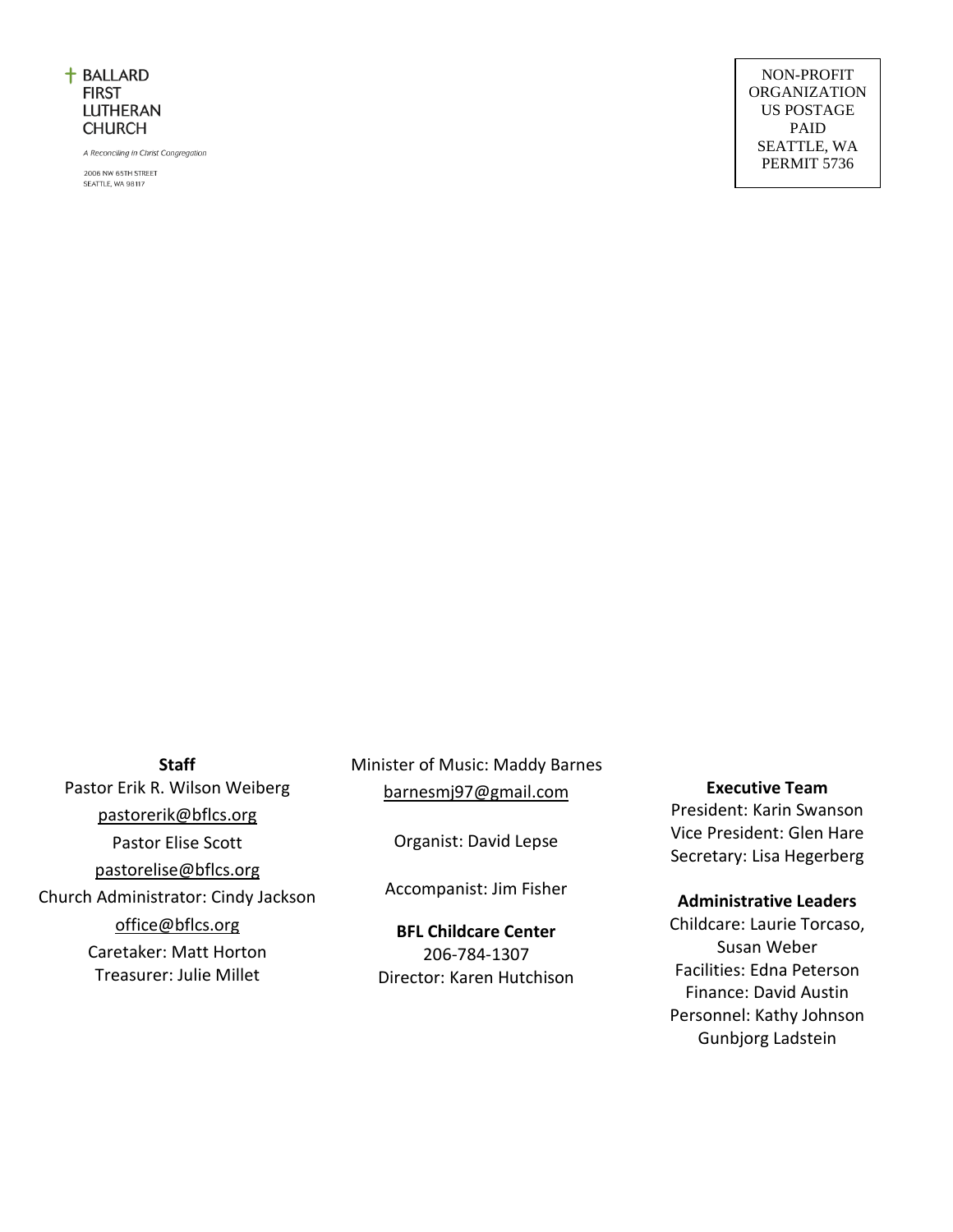BALLARD FIRST LUTHERAN CHURCH

*A Reconciling in Christ Congregation*

2006 NW 65TH STREET
SEATTLE, WA 98117

NON-PROFIT ORGANIZATION
US POSTAGE
PAID
SEATTLE, WA
PERMIT 5736

**Staff**

Pastor Erik R. Wilson Weiberg
pastorerik@bflcs.org

Pastor Elise Scott
pastorelise@bflcs.org

Church Administrator: Cindy Jackson
office@bflcs.org

Caretaker: Matt Horton
Treasurer: Julie Millet

Minister of Music: Maddy Barnes
barnesmj97@gmail.com

Organist: David Lepse

Accompanist: Jim Fisher

**BFL Childcare Center**
206-784-1307
Director: Karen Hutchison

**Executive Team**
President: Karin Swanson
Vice President: Glen Hare
Secretary: Lisa Hegerberg

**Administrative Leaders**
Childcare: Laurie Torcaso, Susan Weber
Facilities: Edna Peterson
Finance: David Austin
Personnel: Kathy Johnson
Gunbjorg Ladstein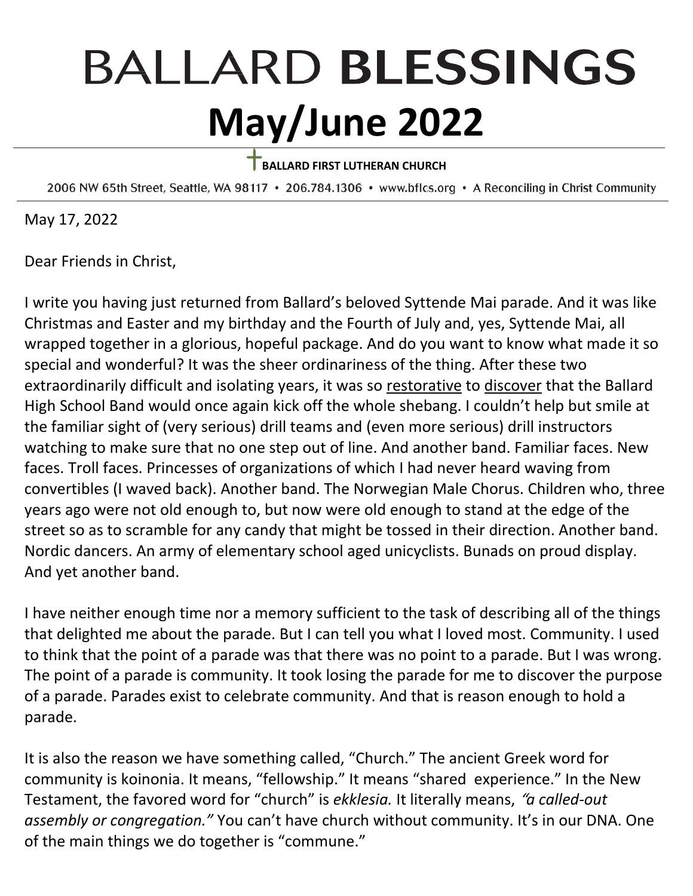# BALLARD **BLESSINGS**

# May/June 2022

**BALLARD FIRST LUTHERAN CHURCH**

2006 NW 65th Street, Seattle, WA 98117 • 206.784.1306 • www.bflcs.org • A Reconciling in Christ Community

May 17, 2022

Dear Friends in Christ,

I write you having just returned from Ballard's beloved Syttende Mai parade. And it was like Christmas and Easter and my birthday and the Fourth of July and, yes, Syttende Mai, all wrapped together in a glorious, hopeful package. And do you want to know what made it so special and wonderful? It was the sheer ordinariness of the thing. After these two extraordinarily difficult and isolating years, it was so <u>restorative</u> to <u>discover</u> that the Ballard High School Band would once again kick off the whole shebang. I couldn't help but smile at the familiar sight of (very serious) drill teams and (even more serious) drill instructors watching to make sure that no one step out of line. And another band. Familiar faces. New faces. Troll faces. Princesses of organizations of which I had never heard waving from convertibles (I waved back). Another band. The Norwegian Male Chorus. Children who, three years ago were not old enough to, but now were old enough to stand at the edge of the street so as to scramble for any candy that might be tossed in their direction. Another band. Nordic dancers. An army of elementary school aged unicyclists. Bunads on proud display. And yet another band.

I have neither enough time nor a memory sufficient to the task of describing all of the things that delighted me about the parade. But I can tell you what I loved most. Community. I used to think that the point of a parade was that there was no point to a parade. But I was wrong. The point of a parade is community. It took losing the parade for me to discover the purpose of a parade. Parades exist to celebrate community. And that is reason enough to hold a parade.

It is also the reason we have something called, "Church." The ancient Greek word for community is koinonia. It means, "fellowship." It means "shared experience." In the New Testament, the favored word for "church" is *ekklesia.* It literally means, *"a called-out assembly or congregation."* You can't have church without community. It's in our DNA. One of the main things we do together is "commune."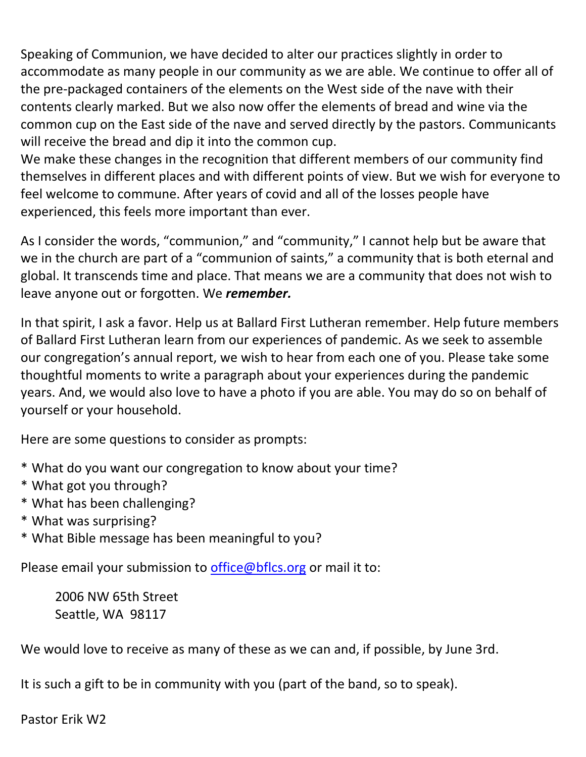Speaking of Communion, we have decided to alter our practices slightly in order to accommodate as many people in our community as we are able. We continue to offer all of the pre-packaged containers of the elements on the West side of the nave with their contents clearly marked. But we also now offer the elements of bread and wine via the common cup on the East side of the nave and served directly by the pastors. Communicants will receive the bread and dip it into the common cup.
We make these changes in the recognition that different members of our community find themselves in different places and with different points of view. But we wish for everyone to feel welcome to commune. After years of covid and all of the losses people have experienced, this feels more important than ever.

As I consider the words, "communion," and "community," I cannot help but be aware that we in the church are part of a "communion of saints," a community that is both eternal and global. It transcends time and place. That means we are a community that does not wish to leave anyone out or forgotten. We ***remember.***

In that spirit, I ask a favor. Help us at Ballard First Lutheran remember. Help future members of Ballard First Lutheran learn from our experiences of pandemic. As we seek to assemble our congregation's annual report, we wish to hear from each one of you. Please take some thoughtful moments to write a paragraph about your experiences during the pandemic years. And, we would also love to have a photo if you are able. You may do so on behalf of yourself or your household.

Here are some questions to consider as prompts:

* What do you want our congregation to know about your time?
* What got you through?
* What has been challenging?
* What was surprising?
* What Bible message has been meaningful to you?

Please email your submission to office@bflcs.org or mail it to:

> 2006 NW 65th Street
> Seattle, WA 98117

We would love to receive as many of these as we can and, if possible, by June 3rd.

It is such a gift to be in community with you (part of the band, so to speak).

Pastor Erik W2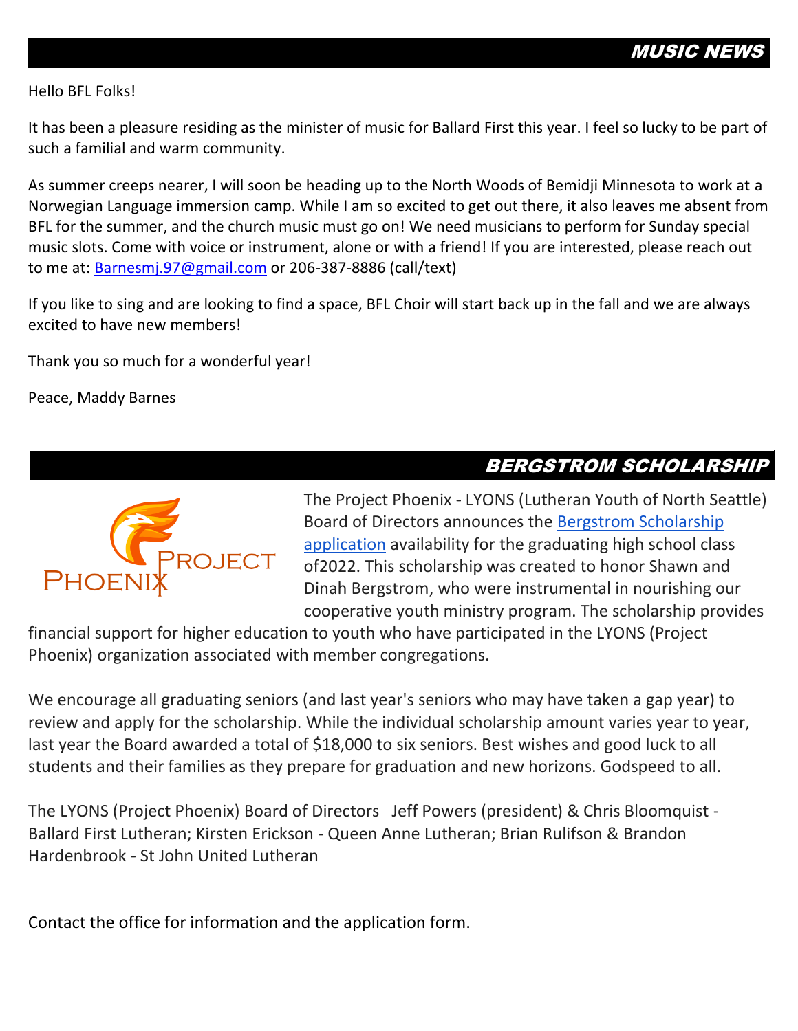## MUSIC NEWS

Hello BFL Folks!

It has been a pleasure residing as the minister of music for Ballard First this year. I feel so lucky to be part of such a familial and warm community.

As summer creeps nearer, I will soon be heading up to the North Woods of Bemidji Minnesota to work at a Norwegian Language immersion camp. While I am so excited to get out there, it also leaves me absent from BFL for the summer, and the church music must go on! We need musicians to perform for Sunday special music slots. Come with voice or instrument, alone or with a friend! If you are interested, please reach out to me at: Barnesmj.97@gmail.com or 206-387-8886 (call/text)

If you like to sing and are looking to find a space, BFL Choir will start back up in the fall and we are always excited to have new members!

Thank you so much for a wonderful year!

Peace, Maddy Barnes

## BERGSTROM SCHOLARSHIP

The Project Phoenix - LYONS (Lutheran Youth of North Seattle) Board of Directors announces the Bergstrom Scholarship application availability for the graduating high school class of2022. This scholarship was created to honor Shawn and Dinah Bergstrom, who were instrumental in nourishing our cooperative youth ministry program. The scholarship provides financial support for higher education to youth who have participated in the LYONS (Project Phoenix) organization associated with member congregations.

We encourage all graduating seniors (and last year's seniors who may have taken a gap year) to review and apply for the scholarship. While the individual scholarship amount varies year to year, last year the Board awarded a total of $18,000 to six seniors. Best wishes and good luck to all students and their families as they prepare for graduation and new horizons. Godspeed to all.

The LYONS (Project Phoenix) Board of Directors Jeff Powers (president) & Chris Bloomquist - Ballard First Lutheran; Kirsten Erickson - Queen Anne Lutheran; Brian Rulifson & Brandon Hardenbrook - St John United Lutheran

Contact the office for information and the application form.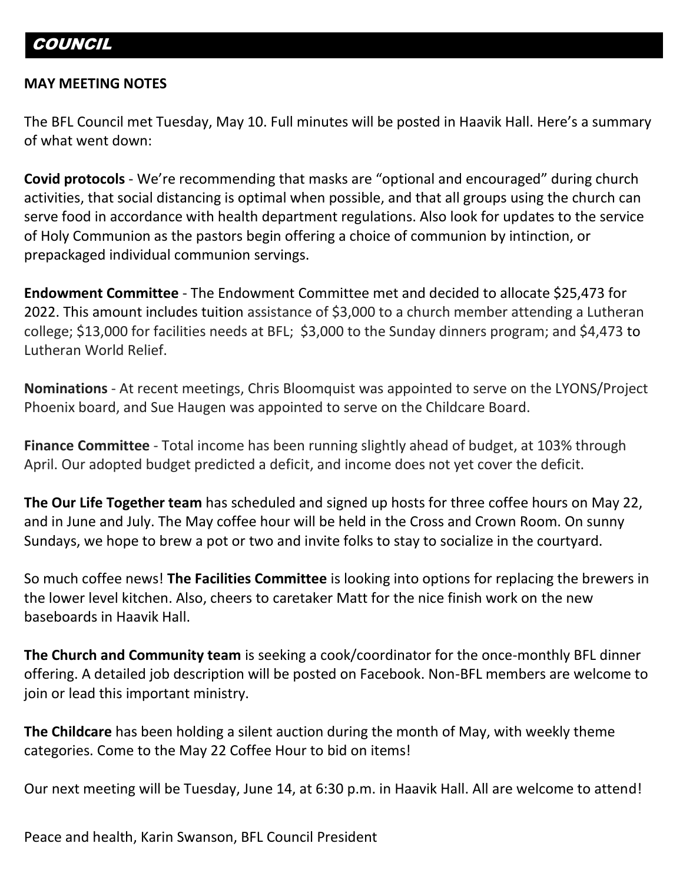## COUNCIL

**MAY MEETING NOTES**

The BFL Council met Tuesday, May 10. Full minutes will be posted in Haavik Hall. Here's a summary of what went down:

**Covid protocols** - We're recommending that masks are "optional and encouraged" during church activities, that social distancing is optimal when possible, and that all groups using the church can serve food in accordance with health department regulations. Also look for updates to the service of Holy Communion as the pastors begin offering a choice of communion by intinction, or prepackaged individual communion servings.

**Endowment Committee** - The Endowment Committee met and decided to allocate $25,473 for 2022. This amount includes tuition assistance of $3,000 to a church member attending a Lutheran college; $13,000 for facilities needs at BFL; $3,000 to the Sunday dinners program; and $4,473 to Lutheran World Relief.

**Nominations** - At recent meetings, Chris Bloomquist was appointed to serve on the LYONS/Project Phoenix board, and Sue Haugen was appointed to serve on the Childcare Board.

**Finance Committee** - Total income has been running slightly ahead of budget, at 103% through April. Our adopted budget predicted a deficit, and income does not yet cover the deficit.

**The Our Life Together team** has scheduled and signed up hosts for three coffee hours on May 22, and in June and July. The May coffee hour will be held in the Cross and Crown Room. On sunny Sundays, we hope to brew a pot or two and invite folks to stay to socialize in the courtyard.

So much coffee news! **The Facilities Committee** is looking into options for replacing the brewers in the lower level kitchen. Also, cheers to caretaker Matt for the nice finish work on the new baseboards in Haavik Hall.

**The Church and Community team** is seeking a cook/coordinator for the once-monthly BFL dinner offering. A detailed job description will be posted on Facebook. Non-BFL members are welcome to join or lead this important ministry.

**The Childcare** has been holding a silent auction during the month of May, with weekly theme categories. Come to the May 22 Coffee Hour to bid on items!

Our next meeting will be Tuesday, June 14, at 6:30 p.m. in Haavik Hall. All are welcome to attend!

Peace and health, Karin Swanson, BFL Council President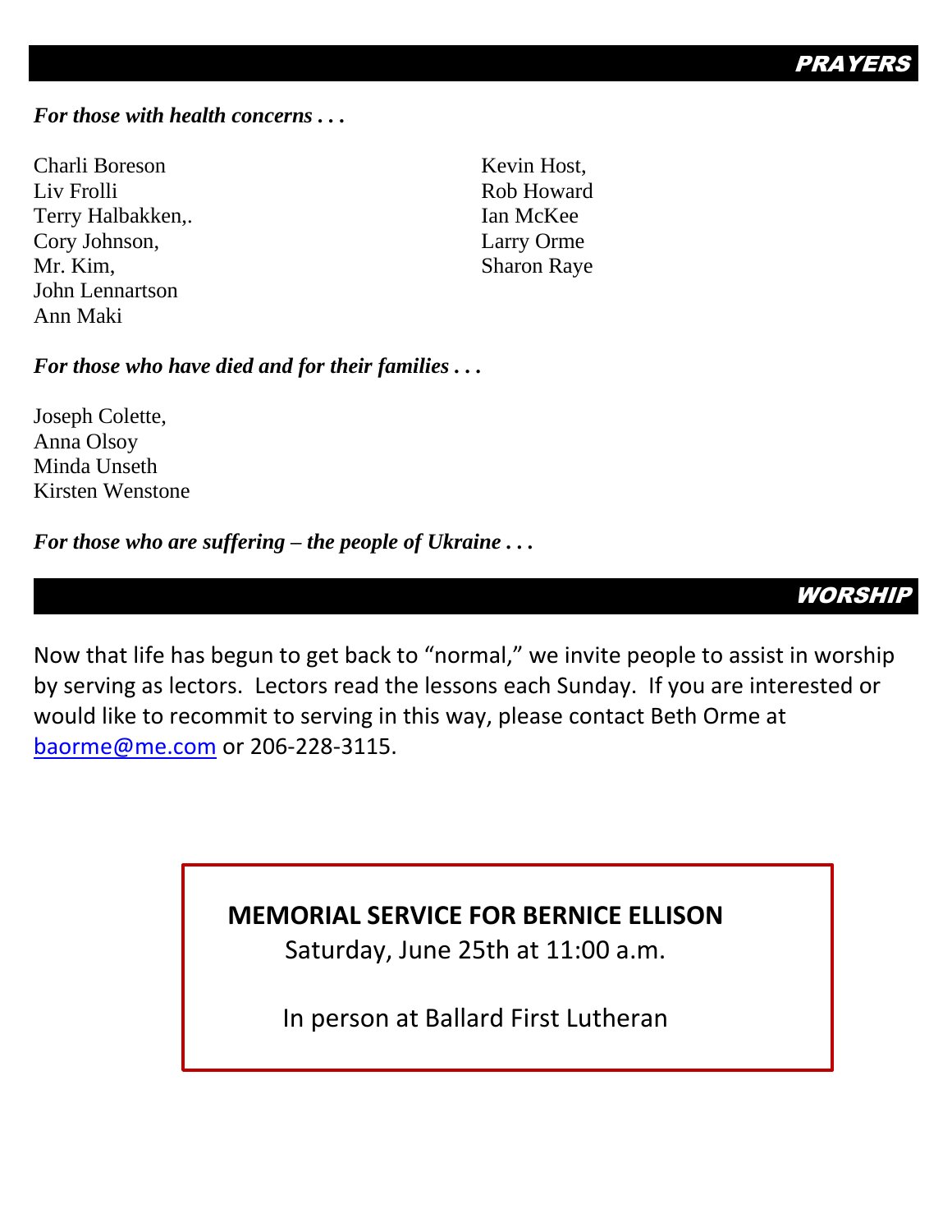## PRAYERS

***For those with health concerns . . .***

Charli Boreson
Liv Frolli
Terry Halbakken,.
Cory Johnson,
Mr. Kim,
John Lennartson
Ann Maki
Kevin Host,
Rob Howard
Ian McKee
Larry Orme
Sharon Raye

***For those who have died and for their families . . .***

Joseph Colette,
Anna Olsoy
Minda Unseth
Kirsten Wenstone

***For those who are suffering – the people of Ukraine . . .***

## WORSHIP

Now that life has begun to get back to "normal," we invite people to assist in worship by serving as lectors. Lectors read the lessons each Sunday. If you are interested or would like to recommit to serving in this way, please contact Beth Orme at baorme@me.com or 206-228-3115.

**MEMORIAL SERVICE FOR BERNICE ELLISON**

Saturday, June 25th at 11:00 a.m.

In person at Ballard First Lutheran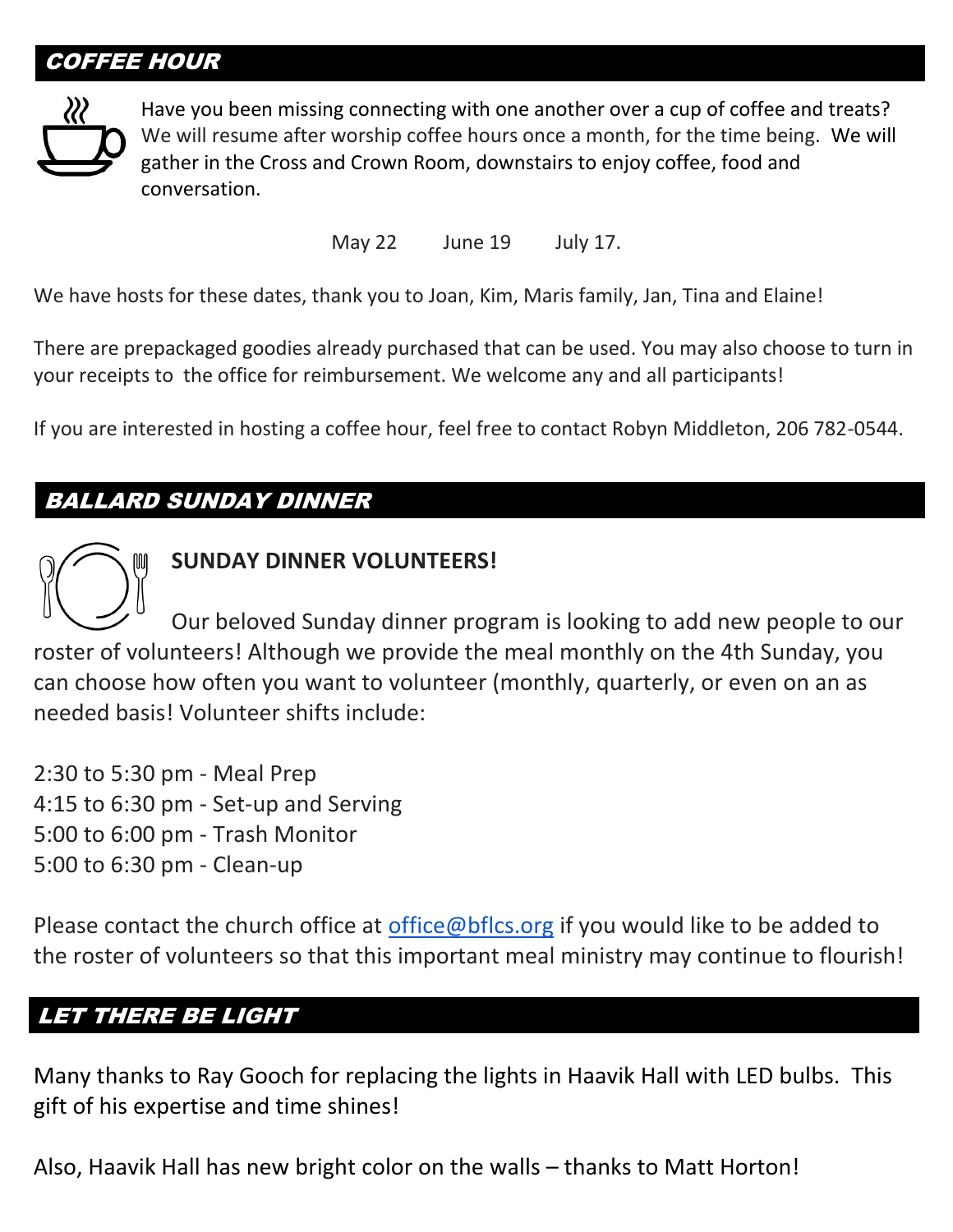## *COFFEE HOUR*

Have you been missing connecting with one another over a cup of coffee and treats? We will resume after worship coffee hours once a month, for the time being. We will gather in the Cross and Crown Room, downstairs to enjoy coffee, food and conversation.

May 22 June 19 July 17.

We have hosts for these dates, thank you to Joan, Kim, Maris family, Jan, Tina and Elaine!

There are prepackaged goodies already purchased that can be used. You may also choose to turn in your receipts to the office for reimbursement. We welcome any and all participants!

If you are interested in hosting a coffee hour, feel free to contact Robyn Middleton, 206 782-0544.

## *BALLARD SUNDAY DINNER*

**SUNDAY DINNER VOLUNTEERS!**

Our beloved Sunday dinner program is looking to add new people to our roster of volunteers! Although we provide the meal monthly on the 4th Sunday, you can choose how often you want to volunteer (monthly, quarterly, or even on an as needed basis! Volunteer shifts include:

2:30 to 5:30 pm - Meal Prep
4:15 to 6:30 pm - Set-up and Serving
5:00 to 6:00 pm - Trash Monitor
5:00 to 6:30 pm - Clean-up

Please contact the church office at office@bflcs.org if you would like to be added to the roster of volunteers so that this important meal ministry may continue to flourish!

## *LET THERE BE LIGHT*

Many thanks to Ray Gooch for replacing the lights in Haavik Hall with LED bulbs. This gift of his expertise and time shines!

Also, Haavik Hall has new bright color on the walls – thanks to Matt Horton!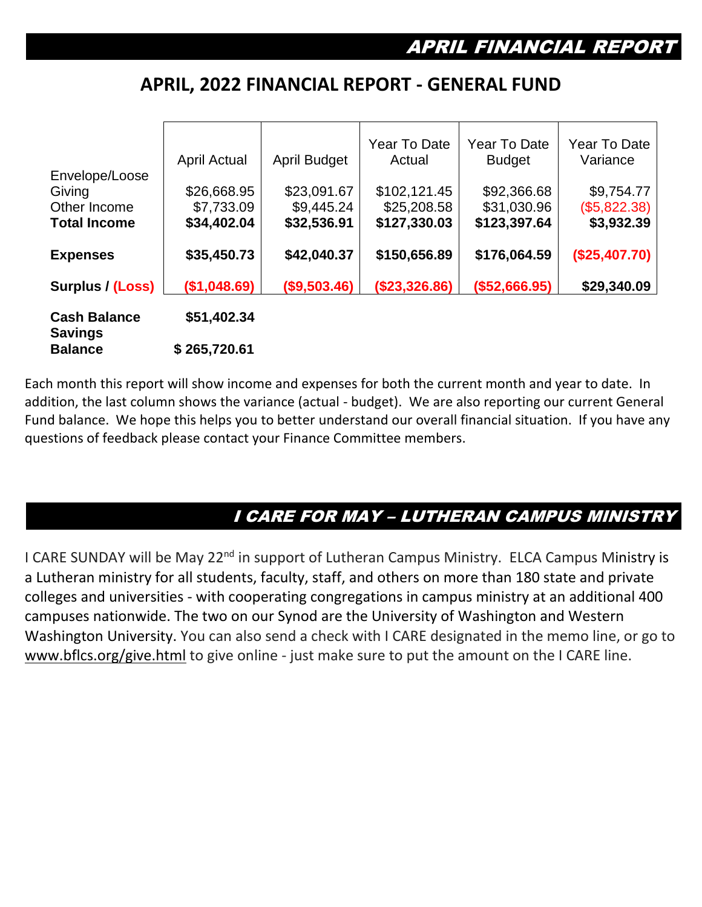## APRIL FINANCIAL REPORT

### APRIL, 2022 FINANCIAL REPORT - GENERAL FUND

| | April Actual | April Budget | Year To Date Actual | Year To Date Budget | Year To Date Variance |
|---|---|---|---|---|---|
| Envelope/Loose Giving | $26,668.95 | $23,091.67 | $102,121.45 | $92,366.68 | $9,754.77 |
| Other Income | $7,733.09 | $9,445.24 | $25,208.58 | $31,030.96 | ($5,822.38) |
| **Total Income** | **$34,402.04** | **$32,536.91** | **$127,330.03** | **$123,397.64** | **$3,932.39** |
| **Expenses** | **$35,450.73** | **$42,040.37** | **$150,656.89** | **$176,064.59** | **($25,407.70)** |
| **Surplus / (Loss)** | **($1,048.69)** | **($9,503.46)** | **($23,326.86)** | **($52,666.95)** | **$29,340.09** |
| **Cash Balance** | **$51,402.34** | | | | |
| **Savings Balance** | **$ 265,720.61** | | | | |

Each month this report will show income and expenses for both the current month and year to date. In addition, the last column shows the variance (actual - budget). We are also reporting our current General Fund balance. We hope this helps you to better understand our overall financial situation. If you have any questions of feedback please contact your Finance Committee members.

## I CARE FOR MAY – LUTHERAN CAMPUS MINISTRY

I CARE SUNDAY will be May 22nd in support of Lutheran Campus Ministry. ELCA Campus Ministry is a Lutheran ministry for all students, faculty, staff, and others on more than 180 state and private colleges and universities - with cooperating congregations in campus ministry at an additional 400 campuses nationwide. The two on our Synod are the University of Washington and Western Washington University. You can also send a check with I CARE designated in the memo line, or go to www.bflcs.org/give.html to give online - just make sure to put the amount on the I CARE line.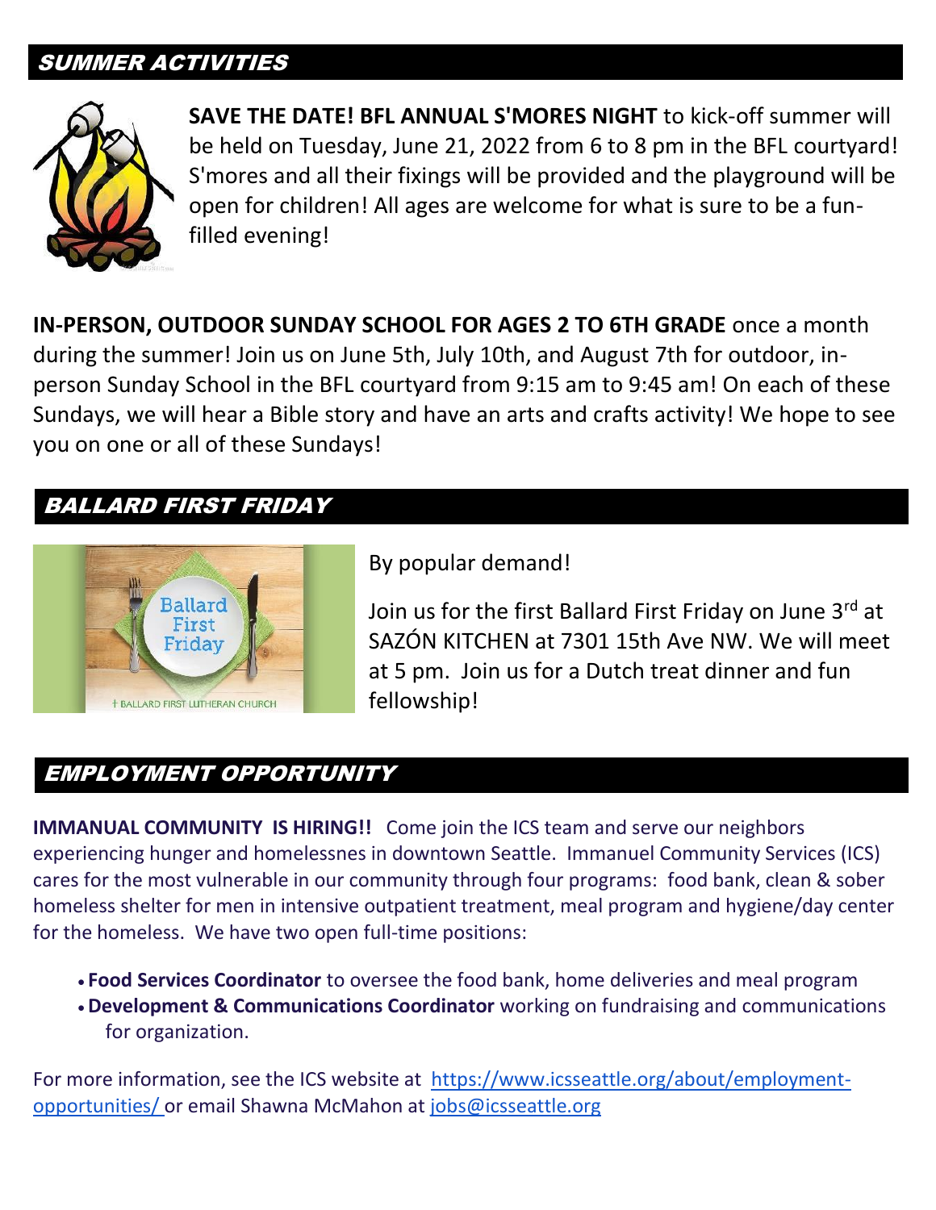## SUMMER ACTIVITIES

**SAVE THE DATE! BFL ANNUAL S'MORES NIGHT** to kick-off summer will be held on Tuesday, June 21, 2022 from 6 to 8 pm in the BFL courtyard! S'mores and all their fixings will be provided and the playground will be open for children! All ages are welcome for what is sure to be a fun-filled evening!

**IN-PERSON, OUTDOOR SUNDAY SCHOOL FOR AGES 2 TO 6TH GRADE** once a month during the summer! Join us on June 5th, July 10th, and August 7th for outdoor, in-person Sunday School in the BFL courtyard from 9:15 am to 9:45 am! On each of these Sundays, we will hear a Bible story and have an arts and crafts activity! We hope to see you on one or all of these Sundays!

## BALLARD FIRST FRIDAY

By popular demand!

Join us for the first Ballard First Friday on June 3rd at SAZÓN KITCHEN at 7301 15th Ave NW. We will meet at 5 pm. Join us for a Dutch treat dinner and fun fellowship!

## EMPLOYMENT OPPORTUNITY

**IMMANUAL COMMUNITY IS HIRING!!** Come join the ICS team and serve our neighbors experiencing hunger and homelessnes in downtown Seattle. Immanuel Community Services (ICS) cares for the most vulnerable in our community through four programs: food bank, clean & sober homeless shelter for men in intensive outpatient treatment, meal program and hygiene/day center for the homeless. We have two open full-time positions:

- **Food Services Coordinator** to oversee the food bank, home deliveries and meal program
- **Development & Communications Coordinator** working on fundraising and communications for organization.

For more information, see the ICS website at https://www.icsseattle.org/about/employment-opportunities/ or email Shawna McMahon at jobs@icsseattle.org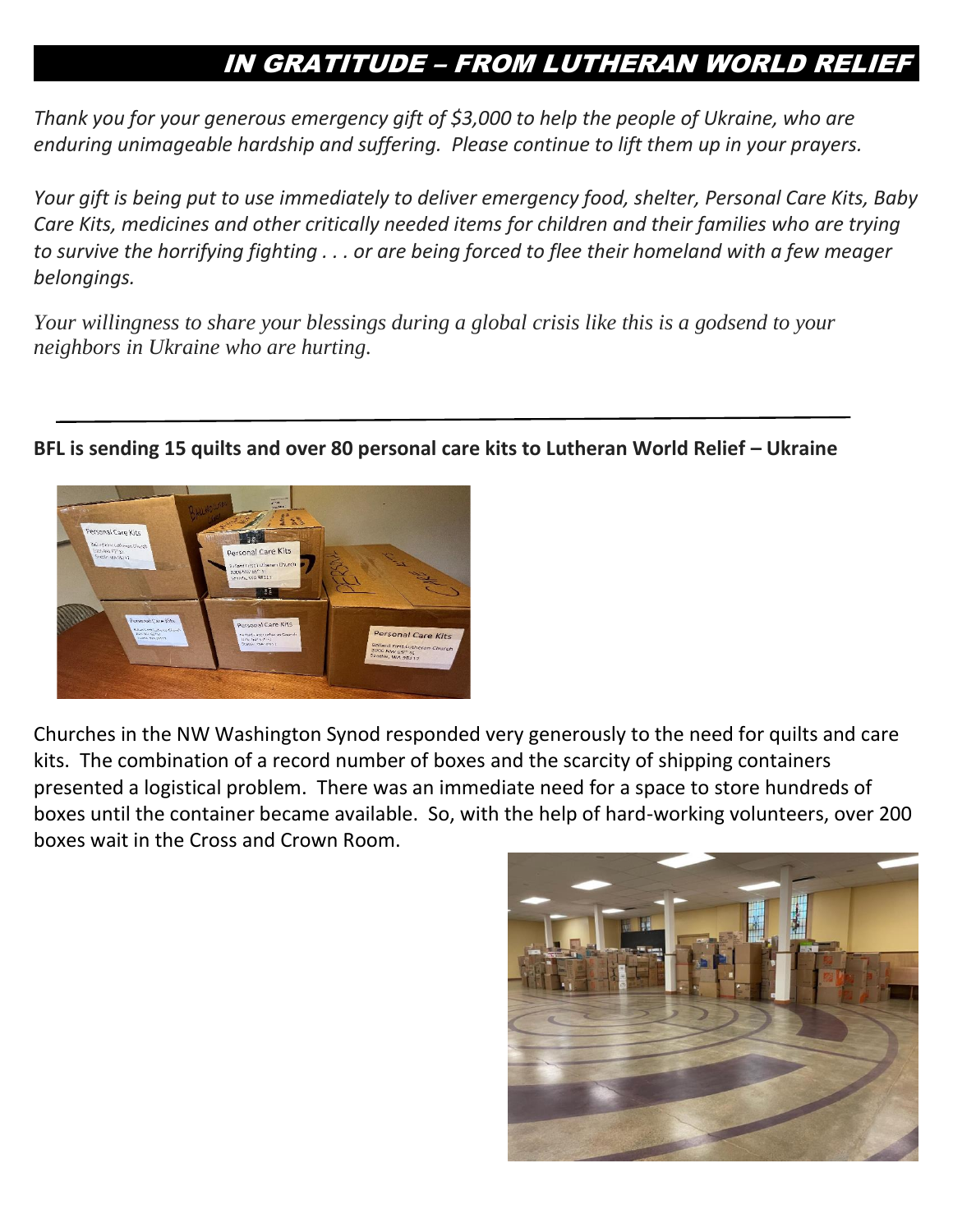# IN GRATITUDE – FROM LUTHERAN WORLD RELIEF

*Thank you for your generous emergency gift of $3,000 to help the people of Ukraine, who are enduring unimageable hardship and suffering. Please continue to lift them up in your prayers.*

*Your gift is being put to use immediately to deliver emergency food, shelter, Personal Care Kits, Baby Care Kits, medicines and other critically needed items for children and their families who are trying to survive the horrifying fighting . . . or are being forced to flee their homeland with a few meager belongings.*

*Your willingness to share your blessings during a global crisis like this is a godsend to your neighbors in Ukraine who are hurting.*

---

**BFL is sending 15 quilts and over 80 personal care kits to Lutheran World Relief – Ukraine**

Churches in the NW Washington Synod responded very generously to the need for quilts and care kits. The combination of a record number of boxes and the scarcity of shipping containers presented a logistical problem. There was an immediate need for a space to store hundreds of boxes until the container became available. So, with the help of hard-working volunteers, over 200 boxes wait in the Cross and Crown Room.